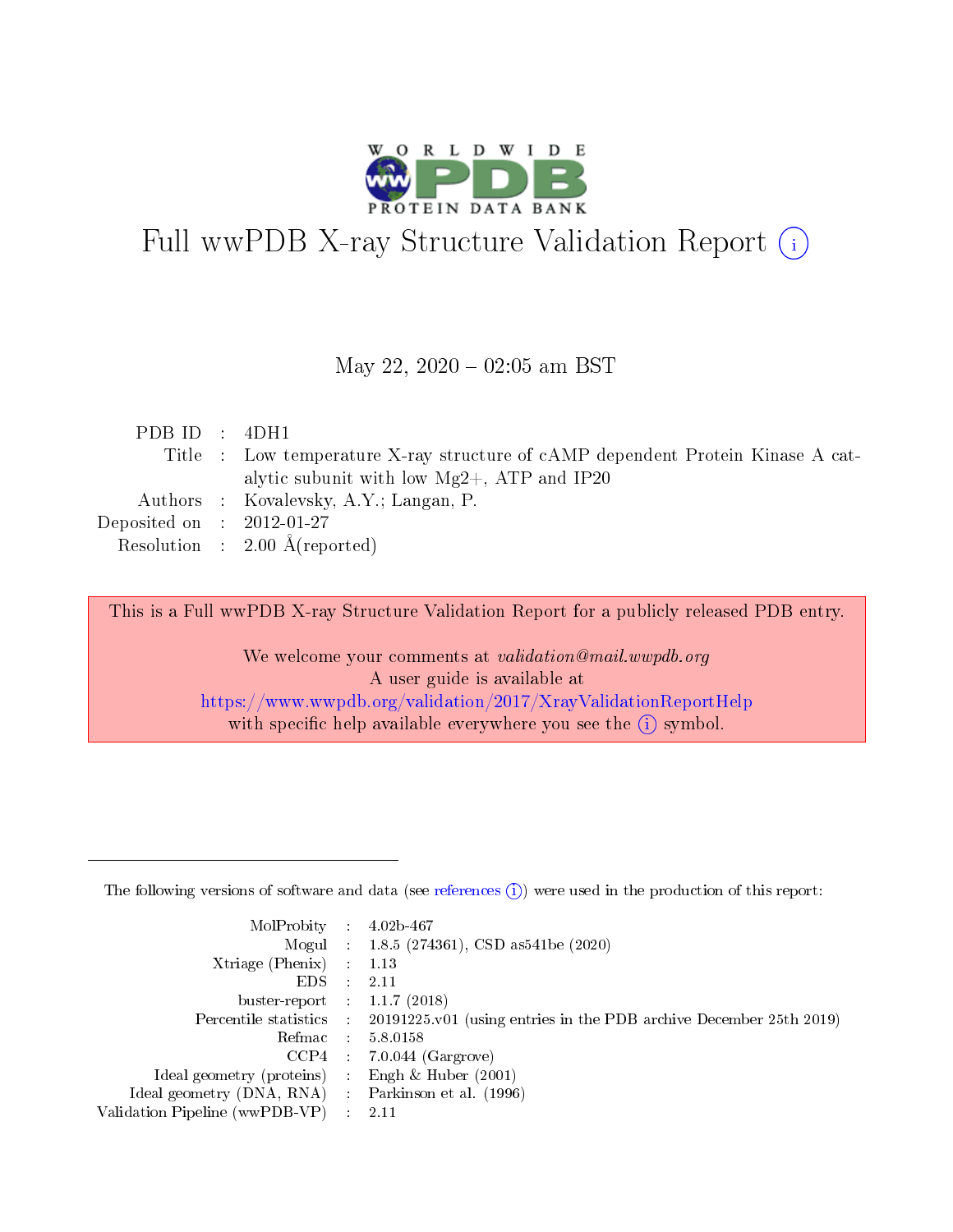# Full wwPDB X-ray Structure Validation Report ⓘ

May 22, 2020 – 02:05 am BST

| | | |
|---|---|---|
| PDB ID | : | 4DH1 |
| Title | : | Low temperature X-ray structure of cAMP dependent Protein Kinase A catalytic subunit with low Mg2+, ATP and IP20 |
| Authors | : | Kovalevsky, A.Y.; Langan, P. |
| Deposited on | : | 2012-01-27 |
| Resolution | : | 2.00 Å(reported) |

This is a Full wwPDB X-ray Structure Validation Report for a publicly released PDB entry.

We welcome your comments at *validation@mail.wwpdb.org*
A user guide is available at
https://www.wwpdb.org/validation/2017/XrayValidationReportHelp
with specific help available everywhere you see the ⓘ symbol.

---

The following versions of software and data (see references ⓘ) were used in the production of this report:

| | | |
|---|---|---|
| MolProbity | : | 4.02b-467 |
| Mogul | : | 1.8.5 (274361), CSD as541be (2020) |
| Xtriage (Phenix) | : | 1.13 |
| EDS | : | 2.11 |
| buster-report | : | 1.1.7 (2018) |
| Percentile statistics | : | 20191225.v01 (using entries in the PDB archive December 25th 2019) |
| Refmac | : | 5.8.0158 |
| CCP4 | : | 7.0.044 (Gargrove) |
| Ideal geometry (proteins) | : | Engh & Huber (2001) |
| Ideal geometry (DNA, RNA) | : | Parkinson et al. (1996) |
| Validation Pipeline (wwPDB-VP) | : | 2.11 |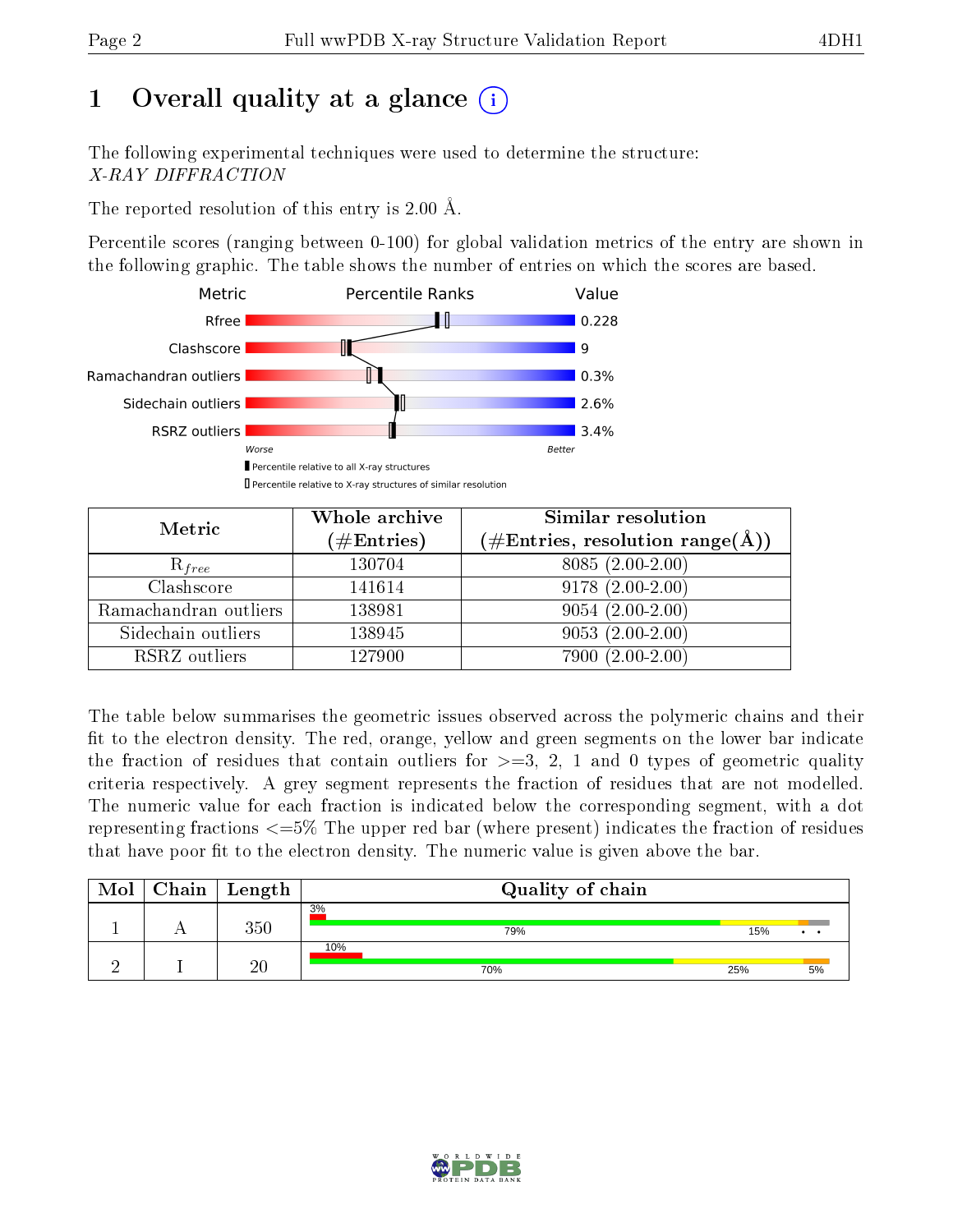# 1 Overall quality at a glance

The following experimental techniques were used to determine the structure:
*X-RAY DIFFRACTION*

The reported resolution of this entry is 2.00 Å.

Percentile scores (ranging between 0-100) for global validation metrics of the entry are shown in the following graphic. The table shows the number of entries on which the scores are based.

| Metric | Value |
|---|---|
| Rfree | 0.228 |
| Clashscore | 9 |
| Ramachandran outliers | 0.3% |
| Sidechain outliers | 2.6% |
| RSRZ outliers | 3.4% |

Worse — Better

▮ Percentile relative to all X-ray structures
▯ Percentile relative to X-ray structures of similar resolution

| Metric | Whole archive (#Entries) | Similar resolution (#Entries, resolution range(Å)) |
|---|---|---|
| $R_{free}$ | 130704 | 8085 (2.00-2.00) |
| Clashscore | 141614 | 9178 (2.00-2.00) |
| Ramachandran outliers | 138981 | 9054 (2.00-2.00) |
| Sidechain outliers | 138945 | 9053 (2.00-2.00) |
| RSRZ outliers | 127900 | 7900 (2.00-2.00) |

The table below summarises the geometric issues observed across the polymeric chains and their fit to the electron density. The red, orange, yellow and green segments on the lower bar indicate the fraction of residues that contain outliers for >=3, 2, 1 and 0 types of geometric quality criteria respectively. A grey segment represents the fraction of residues that are not modelled. The numeric value for each fraction is indicated below the corresponding segment, with a dot representing fractions <=5% The upper red bar (where present) indicates the fraction of residues that have poor fit to the electron density. The numeric value is given above the bar.

| Mol | Chain | Length | Quality of chain |
|---|---|---|---|
| 1 | A | 350 | 3% (poor fit); 79%, 15%, •, • |
| 2 | I | 20 | 10% (poor fit); 70%, 25%, 5% |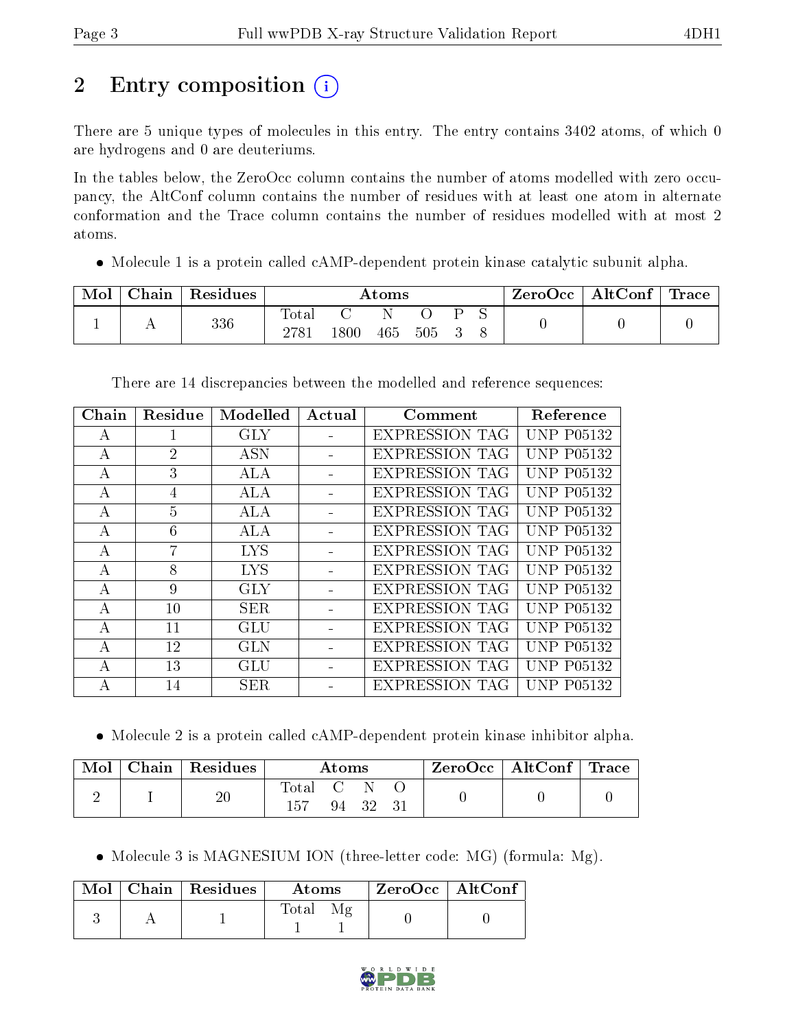# 2 Entry composition

There are 5 unique types of molecules in this entry. The entry contains 3402 atoms, of which 0 are hydrogens and 0 are deuteriums.

In the tables below, the ZeroOcc column contains the number of atoms modelled with zero occupancy, the AltConf column contains the number of residues with at least one atom in alternate conformation and the Trace column contains the number of residues modelled with at most 2 atoms.

- Molecule 1 is a protein called cAMP-dependent protein kinase catalytic subunit alpha.

| Mol | Chain | Residues | Atoms | | | | | | ZeroOcc | AltConf | Trace |
|---|---|---|---|---|---|---|---|---|---|---|---|
| 1 | A | 336 | Total 2781 | C 1800 | N 465 | O 505 | P 3 | S 8 | 0 | 0 | 0 |

There are 14 discrepancies between the modelled and reference sequences:

| Chain | Residue | Modelled | Actual | Comment | Reference |
|---|---|---|---|---|---|
| A | 1 | GLY | - | EXPRESSION TAG | UNP P05132 |
| A | 2 | ASN | - | EXPRESSION TAG | UNP P05132 |
| A | 3 | ALA | - | EXPRESSION TAG | UNP P05132 |
| A | 4 | ALA | - | EXPRESSION TAG | UNP P05132 |
| A | 5 | ALA | - | EXPRESSION TAG | UNP P05132 |
| A | 6 | ALA | - | EXPRESSION TAG | UNP P05132 |
| A | 7 | LYS | - | EXPRESSION TAG | UNP P05132 |
| A | 8 | LYS | - | EXPRESSION TAG | UNP P05132 |
| A | 9 | GLY | - | EXPRESSION TAG | UNP P05132 |
| A | 10 | SER | - | EXPRESSION TAG | UNP P05132 |
| A | 11 | GLU | - | EXPRESSION TAG | UNP P05132 |
| A | 12 | GLN | - | EXPRESSION TAG | UNP P05132 |
| A | 13 | GLU | - | EXPRESSION TAG | UNP P05132 |
| A | 14 | SER | - | EXPRESSION TAG | UNP P05132 |

- Molecule 2 is a protein called cAMP-dependent protein kinase inhibitor alpha.

| Mol | Chain | Residues | Atoms | | | | ZeroOcc | AltConf | Trace |
|---|---|---|---|---|---|---|---|---|---|
| 2 | I | 20 | Total 157 | C 94 | N 32 | O 31 | 0 | 0 | 0 |

- Molecule 3 is MAGNESIUM ION (three-letter code: MG) (formula: Mg).

| Mol | Chain | Residues | Atoms | | ZeroOcc | AltConf |
|---|---|---|---|---|---|---|
| 3 | A | 1 | Total 1 | Mg 1 | 0 | 0 |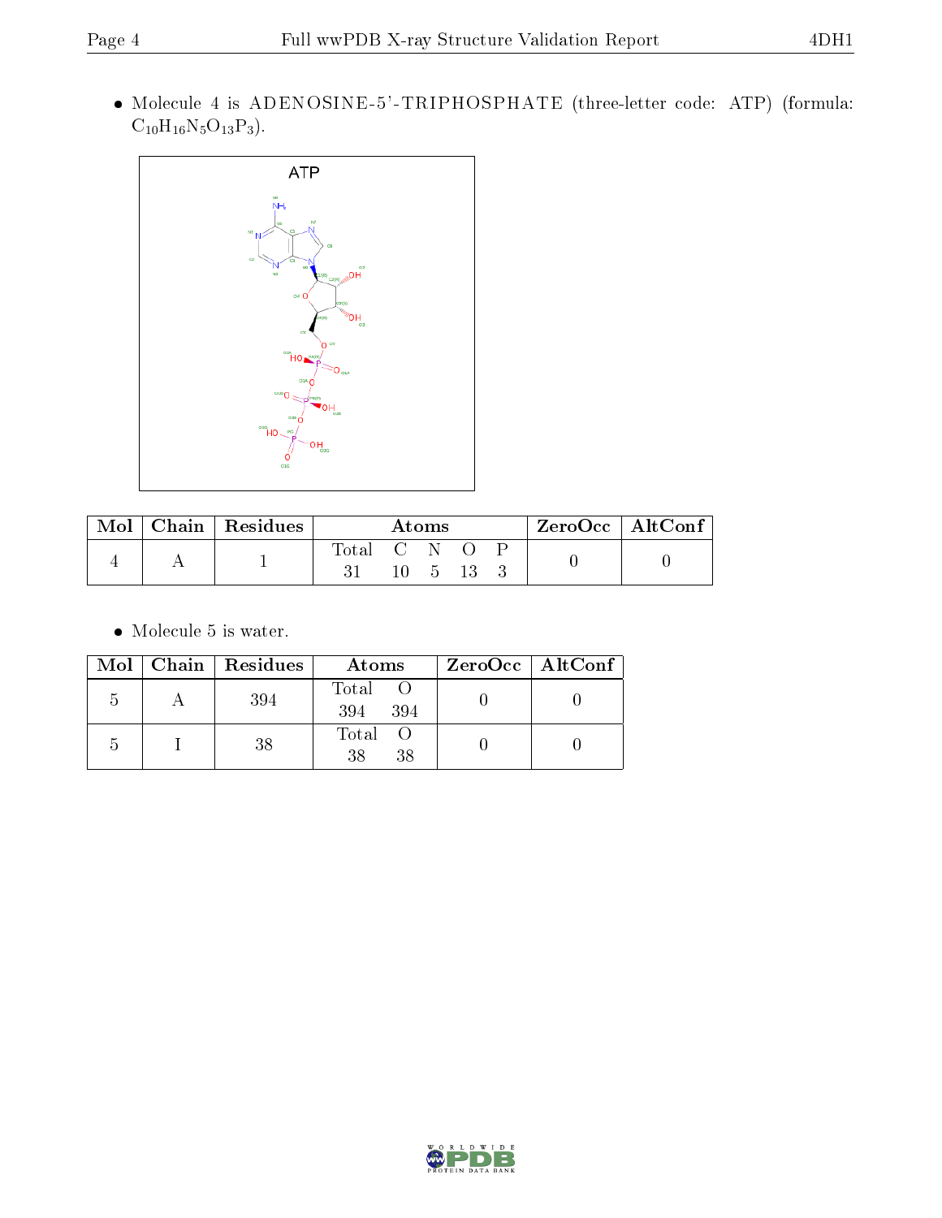- Molecule 4 is ADENOSINE-5'-TRIPHOSPHATE (three-letter code: ATP) (formula: $C_{10}H_{16}N_5O_{13}P_3$).

| Mol | Chain | Residues | Atoms | | | | | ZeroOcc | AltConf |
|---|---|---|---|---|---|---|---|---|---|
| | | | Total | C | N | O | P | | |
| 4 | A | 1 | 31 | 10 | 5 | 13 | 3 | 0 | 0 |

- Molecule 5 is water.

| Mol | Chain | Residues | Atoms | | ZeroOcc | AltConf |
|---|---|---|---|---|---|---|
| | | | Total | O | | |
| 5 | A | 394 | 394 | 394 | 0 | 0 |
| 5 | I | 38 | 38 | 38 | 0 | 0 |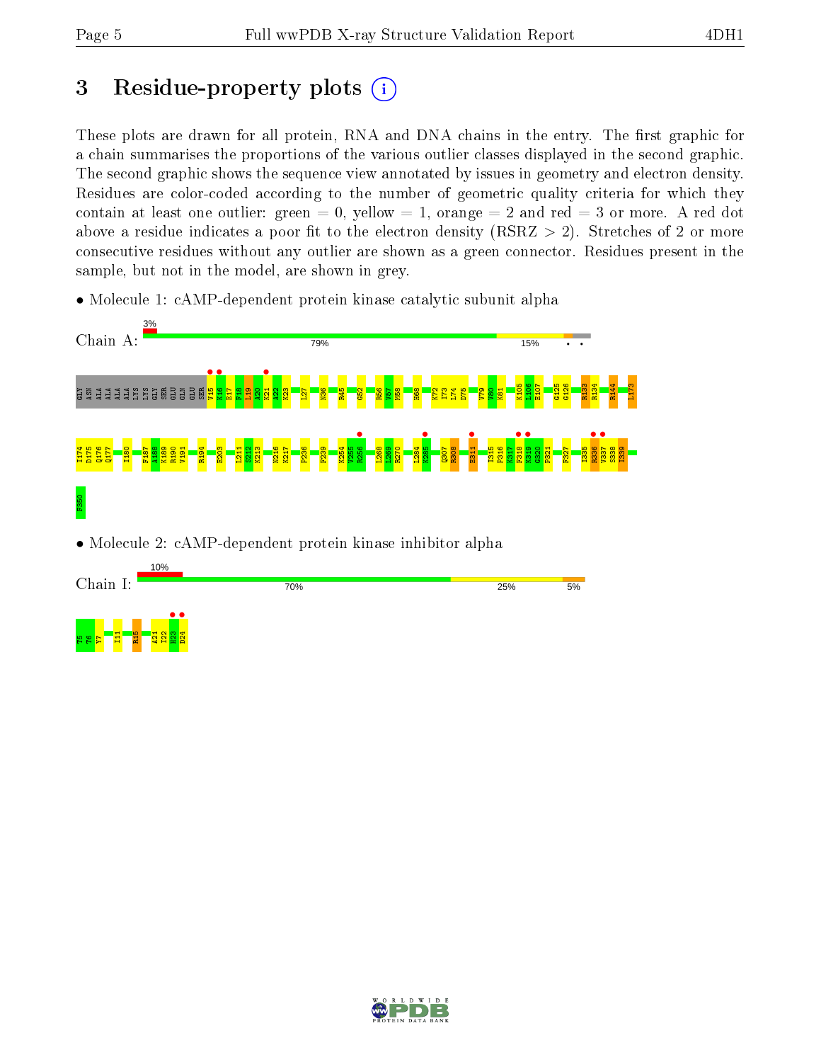# 3 Residue-property plots

These plots are drawn for all protein, RNA and DNA chains in the entry. The first graphic for a chain summarises the proportions of the various outlier classes displayed in the second graphic. The second graphic shows the sequence view annotated by issues in geometry and electron density. Residues are color-coded according to the number of geometric quality criteria for which they contain at least one outlier: green = 0, yellow = 1, orange = 2 and red = 3 or more. A red dot above a residue indicates a poor fit to the electron density (RSRZ > 2). Stretches of 2 or more consecutive residues without any outlier are shown as a green connector. Residues present in the sample, but not in the model, are shown in grey.

• Molecule 1: cAMP-dependent protein kinase catalytic subunit alpha

Chain A: 3% | 79% | 15% | • | •

GLY ASN ALA ALA ALA LYS LYS GLY SER GLU GLN GLU SER V15 K16 E17 F18 L19 A20 K21 A22 K23 L27 N36 R45 G52 R56 V57 M58 H68 K72 I73 L74 D75 V79 V80 K81 K105 L106 E107 G125 G126 R133 R134 R144 L173 I174 D175 G176 Q177 I180 F187 A188 K189 R190 V191 R194 E203 L211 S212 K213 N216 K217 F236 F239 K254 V255 R256 L268 L269 R270 L284 K285 Q307 R308 E311 I315 P316 K317 F318 K319 G320 P321 F327 I335 R336 V337 S338 I339 F350

• Molecule 2: cAMP-dependent protein kinase inhibitor alpha

Chain I: 10% | 70% | 25% | 5%

T5 T6 Y7 I11 R15 A21 I22 H23 D24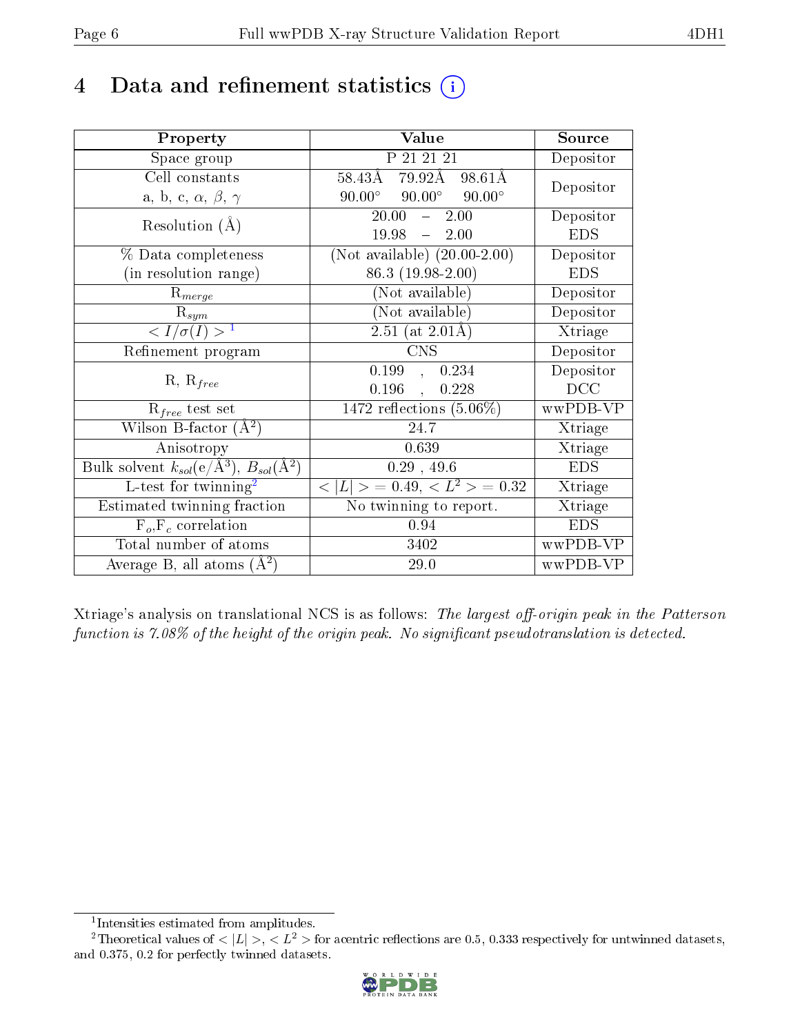# 4 Data and refinement statistics

| Property | Value | Source |
|---|---|---|
| Space group | P 21 21 21 | Depositor |
| Cell constants<br>a, b, c, $\alpha$, $\beta$, $\gamma$ | 58.43Å 79.92Å 98.61Å<br>90.00° 90.00° 90.00° | Depositor |
| Resolution (Å) | 20.00 – 2.00<br>19.98 – 2.00 | Depositor<br>EDS |
| % Data completeness<br>(in resolution range) | (Not available) (20.00-2.00)<br>86.3 (19.98-2.00) | Depositor<br>EDS |
| $R_{merge}$ | (Not available) | Depositor |
| $R_{sym}$ | (Not available) | Depositor |
| $< I/\sigma(I) >$ [1] | 2.51 (at 2.01Å) | Xtriage |
| Refinement program | CNS | Depositor |
| R, $R_{free}$ | 0.199 , 0.234<br>0.196 , 0.228 | Depositor<br>DCC |
| $R_{free}$ test set | 1472 reflections (5.06%) | wwPDB-VP |
| Wilson B-factor (Å$^2$) | 24.7 | Xtriage |
| Anisotropy | 0.639 | Xtriage |
| Bulk solvent $k_{sol}$(e/Å$^3$), $B_{sol}$(Å$^2$) | 0.29 , 49.6 | EDS |
| L-test for twinning[2] | $< \|L\| >= 0.49$, $< L^2 >= 0.32$ | Xtriage |
| Estimated twinning fraction | No twinning to report. | Xtriage |
| $F_o$,$F_c$ correlation | 0.94 | EDS |
| Total number of atoms | 3402 | wwPDB-VP |
| Average B, all atoms (Å$^2$) | 29.0 | wwPDB-VP |

Xtriage's analysis on translational NCS is as follows: *The largest off-origin peak in the Patterson function is 7.08% of the height of the origin peak. No significant pseudotranslation is detected.*

[1] Intensities estimated from amplitudes.

[2] Theoretical values of $< |L| >$, $< L^2 >$ for acentric reflections are 0.5, 0.333 respectively for untwinned datasets, and 0.375, 0.2 for perfectly twinned datasets.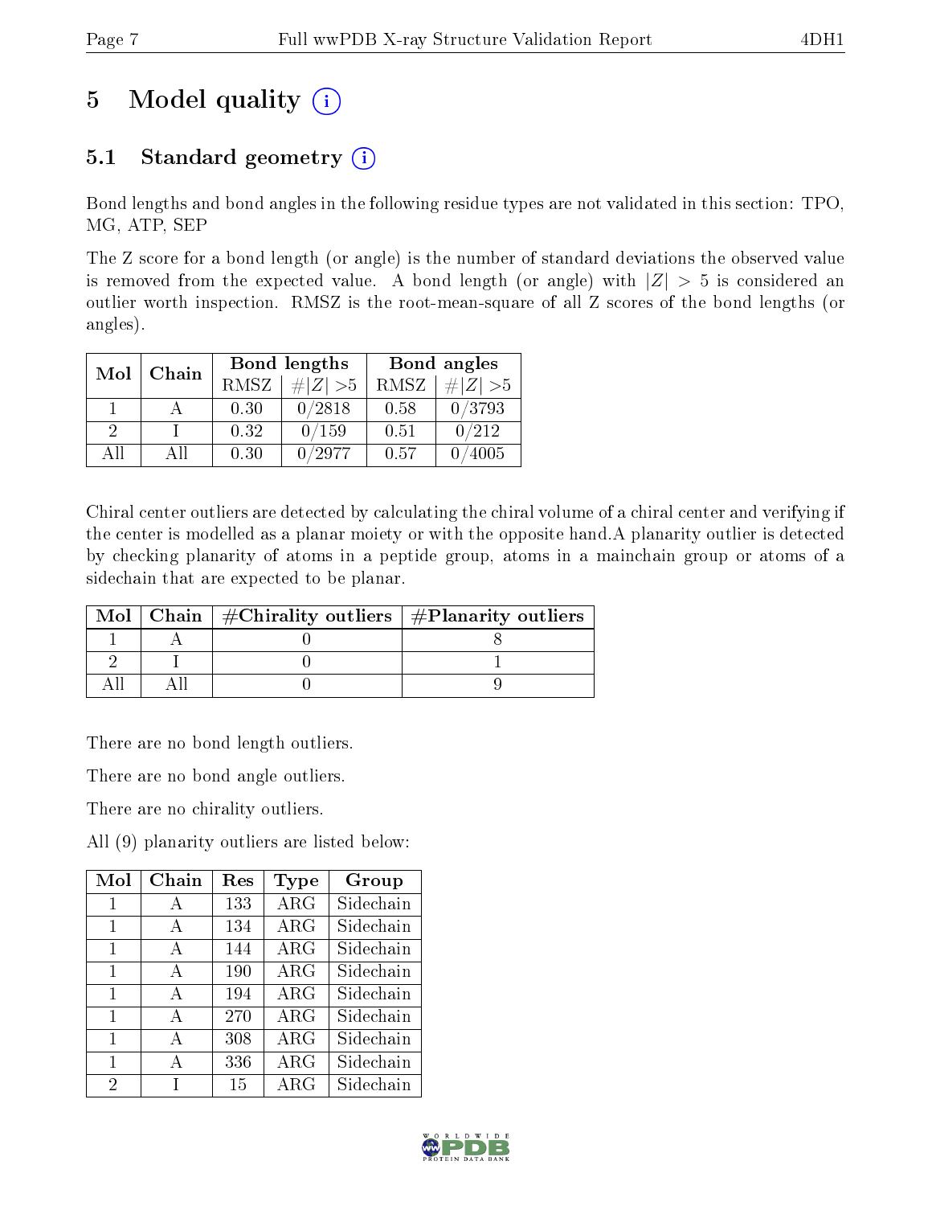# 5 Model quality

## 5.1 Standard geometry

Bond lengths and bond angles in the following residue types are not validated in this section: TPO, MG, ATP, SEP

The Z score for a bond length (or angle) is the number of standard deviations the observed value is removed from the expected value. A bond length (or angle) with $|Z| > 5$ is considered an outlier worth inspection. RMSZ is the root-mean-square of all Z scores of the bond lengths (or angles).

| Mol | Chain | Bond lengths | | Bond angles | |
|---|---|---|---|---|---|
| | | RMSZ | #\|Z\| >5 | RMSZ | #\|Z\| >5 |
| 1 | A | 0.30 | 0/2818 | 0.58 | 0/3793 |
| 2 | I | 0.32 | 0/159 | 0.51 | 0/212 |
| All | All | 0.30 | 0/2977 | 0.57 | 0/4005 |

Chiral center outliers are detected by calculating the chiral volume of a chiral center and verifying if the center is modelled as a planar moiety or with the opposite hand.A planarity outlier is detected by checking planarity of atoms in a peptide group, atoms in a mainchain group or atoms of a sidechain that are expected to be planar.

| Mol | Chain | #Chirality outliers | #Planarity outliers |
|---|---|---|---|
| 1 | A | 0 | 8 |
| 2 | I | 0 | 1 |
| All | All | 0 | 9 |

There are no bond length outliers.

There are no bond angle outliers.

There are no chirality outliers.

All (9) planarity outliers are listed below:

| Mol | Chain | Res | Type | Group |
|---|---|---|---|---|
| 1 | A | 133 | ARG | Sidechain |
| 1 | A | 134 | ARG | Sidechain |
| 1 | A | 144 | ARG | Sidechain |
| 1 | A | 190 | ARG | Sidechain |
| 1 | A | 194 | ARG | Sidechain |
| 1 | A | 270 | ARG | Sidechain |
| 1 | A | 308 | ARG | Sidechain |
| 1 | A | 336 | ARG | Sidechain |
| 2 | I | 15 | ARG | Sidechain |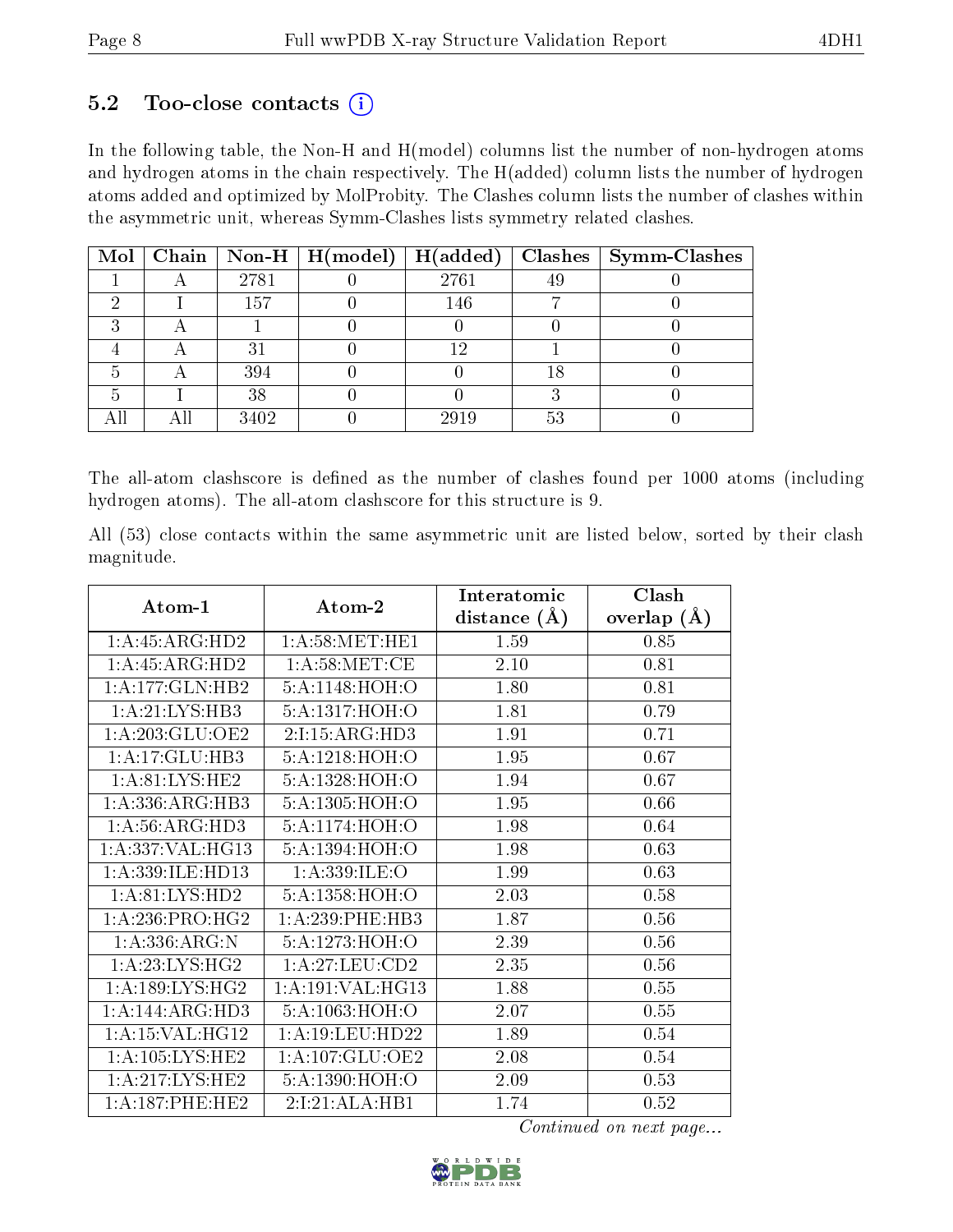### 5.2 Too-close contacts (i)

In the following table, the Non-H and H(model) columns list the number of non-hydrogen atoms and hydrogen atoms in the chain respectively. The H(added) column lists the number of hydrogen atoms added and optimized by MolProbity. The Clashes column lists the number of clashes within the asymmetric unit, whereas Symm-Clashes lists symmetry related clashes.

| Mol | Chain | Non-H | H(model) | H(added) | Clashes | Symm-Clashes |
|---|---|---|---|---|---|---|
| 1 | A | 2781 | 0 | 2761 | 49 | 0 |
| 2 | I | 157 | 0 | 146 | 7 | 0 |
| 3 | A | 1 | 0 | 0 | 0 | 0 |
| 4 | A | 31 | 0 | 12 | 1 | 0 |
| 5 | A | 394 | 0 | 0 | 18 | 0 |
| 5 | I | 38 | 0 | 0 | 3 | 0 |
| All | All | 3402 | 0 | 2919 | 53 | 0 |

The all-atom clashscore is defined as the number of clashes found per 1000 atoms (including hydrogen atoms). The all-atom clashscore for this structure is 9.

All (53) close contacts within the same asymmetric unit are listed below, sorted by their clash magnitude.

| Atom-1 | Atom-2 | Interatomic distance (Å) | Clash overlap (Å) |
|---|---|---|---|
| 1:A:45:ARG:HD2 | 1:A:58:MET:HE1 | 1.59 | 0.85 |
| 1:A:45:ARG:HD2 | 1:A:58:MET:CE | 2.10 | 0.81 |
| 1:A:177:GLN:HB2 | 5:A:1148:HOH:O | 1.80 | 0.81 |
| 1:A:21:LYS:HB3 | 5:A:1317:HOH:O | 1.81 | 0.79 |
| 1:A:203:GLU:OE2 | 2:I:15:ARG:HD3 | 1.91 | 0.71 |
| 1:A:17:GLU:HB3 | 5:A:1218:HOH:O | 1.95 | 0.67 |
| 1:A:81:LYS:HE2 | 5:A:1328:HOH:O | 1.94 | 0.67 |
| 1:A:336:ARG:HB3 | 5:A:1305:HOH:O | 1.95 | 0.66 |
| 1:A:56:ARG:HD3 | 5:A:1174:HOH:O | 1.98 | 0.64 |
| 1:A:337:VAL:HG13 | 5:A:1394:HOH:O | 1.98 | 0.63 |
| 1:A:339:ILE:HD13 | 1:A:339:ILE:O | 1.99 | 0.63 |
| 1:A:81:LYS:HD2 | 5:A:1358:HOH:O | 2.03 | 0.58 |
| 1:A:236:PRO:HG2 | 1:A:239:PHE:HB3 | 1.87 | 0.56 |
| 1:A:336:ARG:N | 5:A:1273:HOH:O | 2.39 | 0.56 |
| 1:A:23:LYS:HG2 | 1:A:27:LEU:CD2 | 2.35 | 0.56 |
| 1:A:189:LYS:HG2 | 1:A:191:VAL:HG13 | 1.88 | 0.55 |
| 1:A:144:ARG:HD3 | 5:A:1063:HOH:O | 2.07 | 0.55 |
| 1:A:15:VAL:HG12 | 1:A:19:LEU:HD22 | 1.89 | 0.54 |
| 1:A:105:LYS:HE2 | 1:A:107:GLU:OE2 | 2.08 | 0.54 |
| 1:A:217:LYS:HE2 | 5:A:1390:HOH:O | 2.09 | 0.53 |
| 1:A:187:PHE:HE2 | 2:I:21:ALA:HB1 | 1.74 | 0.52 |

*Continued on next page...*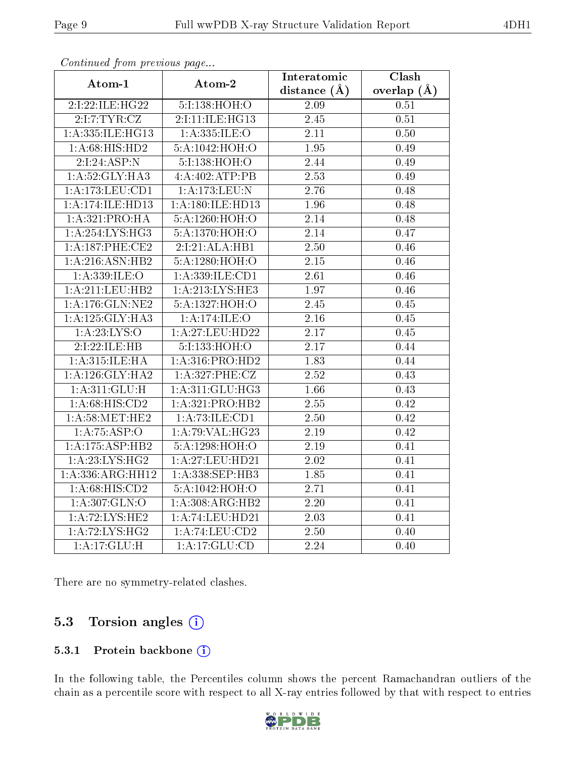*Continued from previous page...*

| Atom-1 | Atom-2 | Interatomic distance (Å) | Clash overlap (Å) |
|---|---|---|---|
| 2:I:22:ILE:HG22 | 5:I:138:HOH:O | 2.09 | 0.51 |
| 2:I:7:TYR:CZ | 2:I:11:ILE:HG13 | 2.45 | 0.51 |
| 1:A:335:ILE:HG13 | 1:A:335:ILE:O | 2.11 | 0.50 |
| 1:A:68:HIS:HD2 | 5:A:1042:HOH:O | 1.95 | 0.49 |
| 2:I:24:ASP:N | 5:I:138:HOH:O | 2.44 | 0.49 |
| 1:A:52:GLY:HA3 | 4:A:402:ATP:PB | 2.53 | 0.49 |
| 1:A:173:LEU:CD1 | 1:A:173:LEU:N | 2.76 | 0.48 |
| 1:A:174:ILE:HD13 | 1:A:180:ILE:HD13 | 1.96 | 0.48 |
| 1:A:321:PRO:HA | 5:A:1260:HOH:O | 2.14 | 0.48 |
| 1:A:254:LYS:HG3 | 5:A:1370:HOH:O | 2.14 | 0.47 |
| 1:A:187:PHE:CE2 | 2:I:21:ALA:HB1 | 2.50 | 0.46 |
| 1:A:216:ASN:HB2 | 5:A:1280:HOH:O | 2.15 | 0.46 |
| 1:A:339:ILE:O | 1:A:339:ILE:CD1 | 2.61 | 0.46 |
| 1:A:211:LEU:HB2 | 1:A:213:LYS:HE3 | 1.97 | 0.46 |
| 1:A:176:GLN:NE2 | 5:A:1327:HOH:O | 2.45 | 0.45 |
| 1:A:125:GLY:HA3 | 1:A:174:ILE:O | 2.16 | 0.45 |
| 1:A:23:LYS:O | 1:A:27:LEU:HD22 | 2.17 | 0.45 |
| 2:I:22:ILE:HB | 5:I:133:HOH:O | 2.17 | 0.44 |
| 1:A:315:ILE:HA | 1:A:316:PRO:HD2 | 1.83 | 0.44 |
| 1:A:126:GLY:HA2 | 1:A:327:PHE:CZ | 2.52 | 0.43 |
| 1:A:311:GLU:H | 1:A:311:GLU:HG3 | 1.66 | 0.43 |
| 1:A:68:HIS:CD2 | 1:A:321:PRO:HB2 | 2.55 | 0.42 |
| 1:A:58:MET:HE2 | 1:A:73:ILE:CD1 | 2.50 | 0.42 |
| 1:A:75:ASP:O | 1:A:79:VAL:HG23 | 2.19 | 0.42 |
| 1:A:175:ASP:HB2 | 5:A:1298:HOH:O | 2.19 | 0.41 |
| 1:A:23:LYS:HG2 | 1:A:27:LEU:HD21 | 2.02 | 0.41 |
| 1:A:336:ARG:HH12 | 1:A:338:SEP:HB3 | 1.85 | 0.41 |
| 1:A:68:HIS:CD2 | 5:A:1042:HOH:O | 2.71 | 0.41 |
| 1:A:307:GLN:O | 1:A:308:ARG:HB2 | 2.20 | 0.41 |
| 1:A:72:LYS:HE2 | 1:A:74:LEU:HD21 | 2.03 | 0.41 |
| 1:A:72:LYS:HG2 | 1:A:74:LEU:CD2 | 2.50 | 0.40 |
| 1:A:17:GLU:H | 1:A:17:GLU:CD | 2.24 | 0.40 |

There are no symmetry-related clashes.

## 5.3 Torsion angles

### 5.3.1 Protein backbone

In the following table, the Percentiles column shows the percent Ramachandran outliers of the chain as a percentile score with respect to all X-ray entries followed by that with respect to entries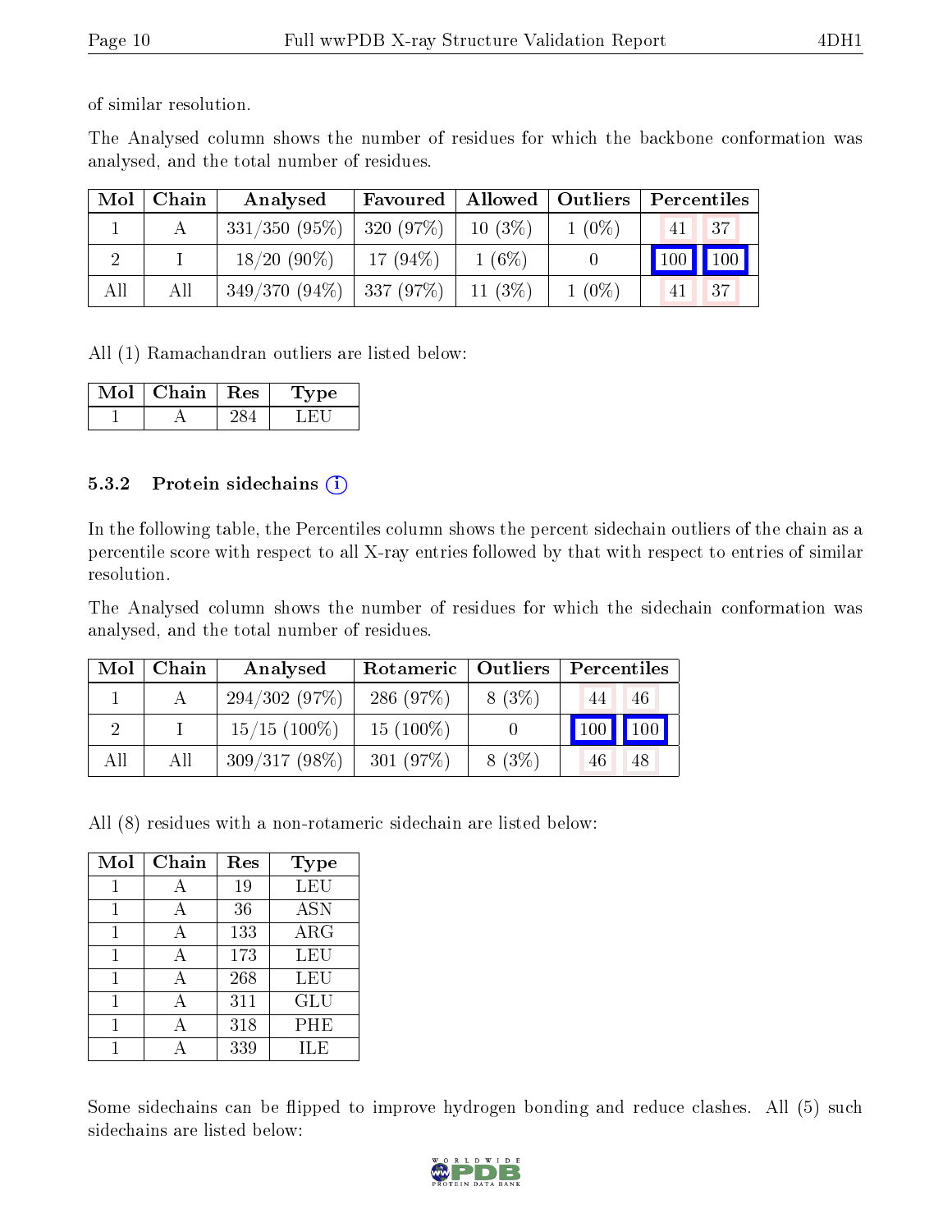of similar resolution.

The Analysed column shows the number of residues for which the backbone conformation was analysed, and the total number of residues.

| Mol | Chain | Analysed | Favoured | Allowed | Outliers | Percentiles | |
|---|---|---|---|---|---|---|---|
| 1 | A | 331/350 (95%) | 320 (97%) | 10 (3%) | 1 (0%) | 41 | 37 |
| 2 | I | 18/20 (90%) | 17 (94%) | 1 (6%) | 0 | 100 | 100 |
| All | All | 349/370 (94%) | 337 (97%) | 11 (3%) | 1 (0%) | 41 | 37 |

All (1) Ramachandran outliers are listed below:

| Mol | Chain | Res | Type |
|---|---|---|---|
| 1 | A | 284 | LEU |

### 5.3.2 Protein sidechains

In the following table, the Percentiles column shows the percent sidechain outliers of the chain as a percentile score with respect to all X-ray entries followed by that with respect to entries of similar resolution.

The Analysed column shows the number of residues for which the sidechain conformation was analysed, and the total number of residues.

| Mol | Chain | Analysed | Rotameric | Outliers | Percentiles | |
|---|---|---|---|---|---|---|
| 1 | A | 294/302 (97%) | 286 (97%) | 8 (3%) | 44 | 46 |
| 2 | I | 15/15 (100%) | 15 (100%) | 0 | 100 | 100 |
| All | All | 309/317 (98%) | 301 (97%) | 8 (3%) | 46 | 48 |

All (8) residues with a non-rotameric sidechain are listed below:

| Mol | Chain | Res | Type |
|---|---|---|---|
| 1 | A | 19 | LEU |
| 1 | A | 36 | ASN |
| 1 | A | 133 | ARG |
| 1 | A | 173 | LEU |
| 1 | A | 268 | LEU |
| 1 | A | 311 | GLU |
| 1 | A | 318 | PHE |
| 1 | A | 339 | ILE |

Some sidechains can be flipped to improve hydrogen bonding and reduce clashes. All (5) such sidechains are listed below: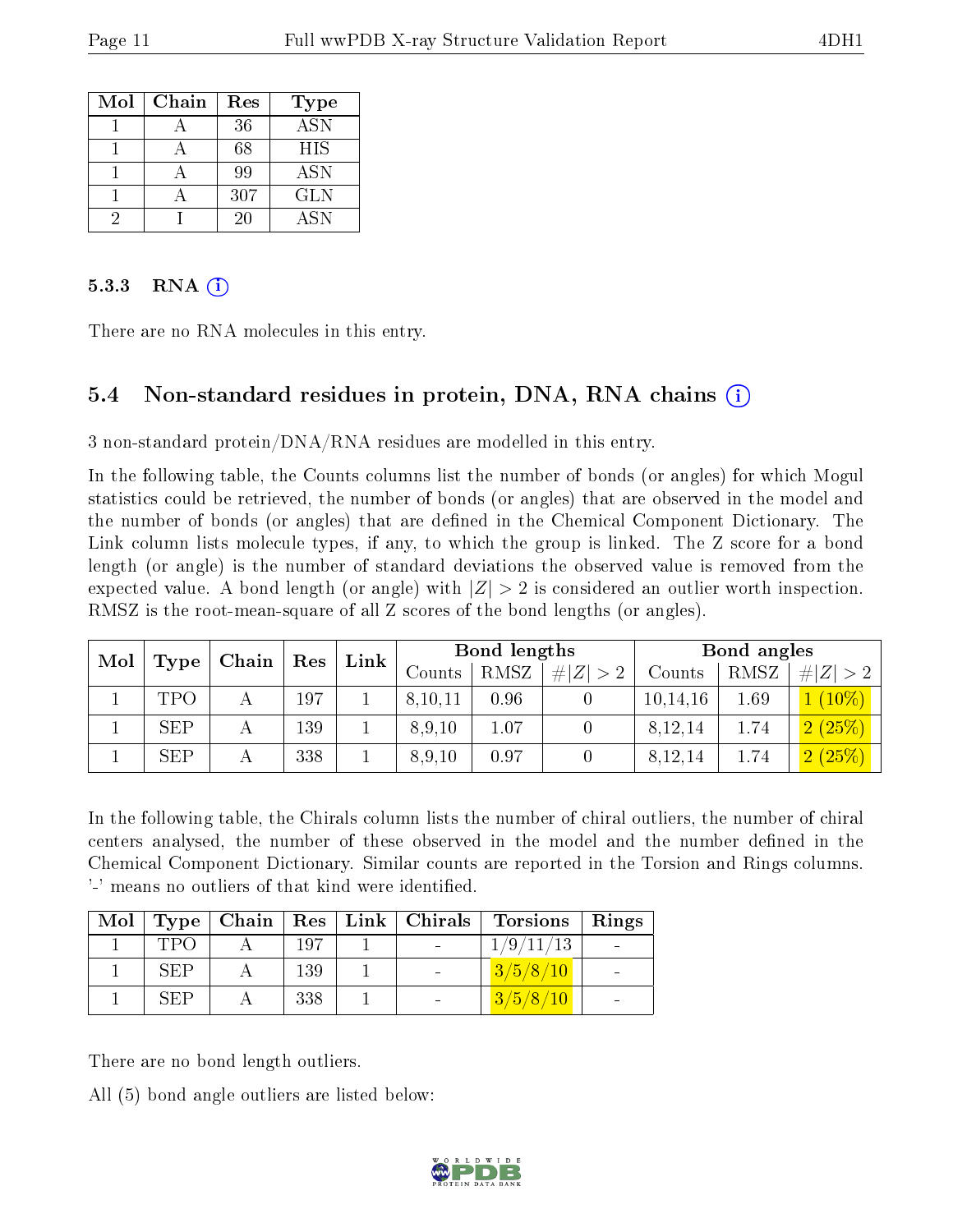| Mol | Chain | Res | Type |
|---|---|---|---|
| 1 | A | 36 | ASN |
| 1 | A | 68 | HIS |
| 1 | A | 99 | ASN |
| 1 | A | 307 | GLN |
| 2 | I | 20 | ASN |

#### 5.3.3 RNA

There are no RNA molecules in this entry.

### 5.4 Non-standard residues in protein, DNA, RNA chains

3 non-standard protein/DNA/RNA residues are modelled in this entry.

In the following table, the Counts columns list the number of bonds (or angles) for which Mogul statistics could be retrieved, the number of bonds (or angles) that are observed in the model and the number of bonds (or angles) that are defined in the Chemical Component Dictionary. The Link column lists molecule types, if any, to which the group is linked. The Z score for a bond length (or angle) is the number of standard deviations the observed value is removed from the expected value. A bond length (or angle) with $|Z| > 2$ is considered an outlier worth inspection. RMSZ is the root-mean-square of all Z scores of the bond lengths (or angles).

| Mol | Type | Chain | Res | Link | Bond lengths | | | Bond angles | | |
|---|---|---|---|---|---|---|---|---|---|---|
| | | | | | Counts | RMSZ | $\#\|Z\|>2$ | Counts | RMSZ | $\#\|Z\|>2$ |
| 1 | TPO | A | 197 | 1 | 8,10,11 | 0.96 | 0 | 10,14,16 | 1.69 | 1 (10%) |
| 1 | SEP | A | 139 | 1 | 8,9,10 | 1.07 | 0 | 8,12,14 | 1.74 | 2 (25%) |
| 1 | SEP | A | 338 | 1 | 8,9,10 | 0.97 | 0 | 8,12,14 | 1.74 | 2 (25%) |

In the following table, the Chirals column lists the number of chiral outliers, the number of chiral centers analysed, the number of these observed in the model and the number defined in the Chemical Component Dictionary. Similar counts are reported in the Torsion and Rings columns. '-' means no outliers of that kind were identified.

| Mol | Type | Chain | Res | Link | Chirals | Torsions | Rings |
|---|---|---|---|---|---|---|---|
| 1 | TPO | A | 197 | 1 | - | 1/9/11/13 | - |
| 1 | SEP | A | 139 | 1 | - | 3/5/8/10 | - |
| 1 | SEP | A | 338 | 1 | - | 3/5/8/10 | - |

There are no bond length outliers.

All (5) bond angle outliers are listed below: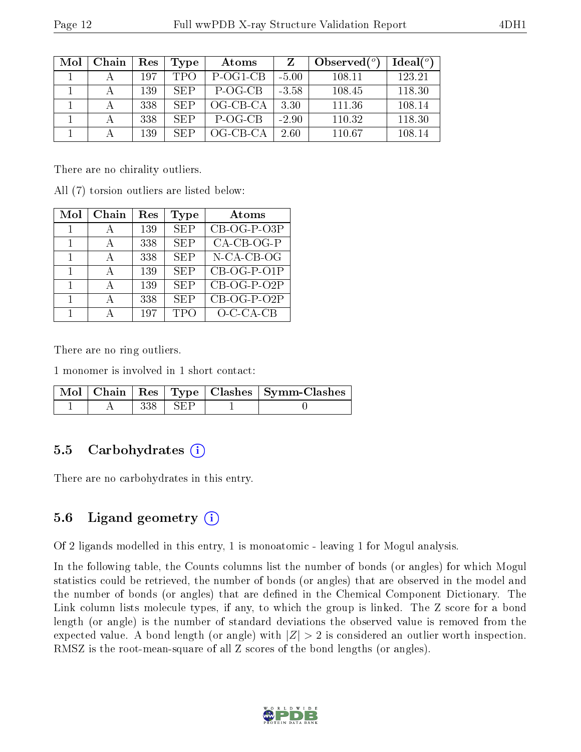| Mol | Chain | Res | Type | Atoms | Z | Observed(°) | Ideal(°) |
|---|---|---|---|---|---|---|---|
| 1 | A | 197 | TPO | P-OG1-CB | -5.00 | 108.11 | 123.21 |
| 1 | A | 139 | SEP | P-OG-CB | -3.58 | 108.45 | 118.30 |
| 1 | A | 338 | SEP | OG-CB-CA | 3.30 | 111.36 | 108.14 |
| 1 | A | 338 | SEP | P-OG-CB | -2.90 | 110.32 | 118.30 |
| 1 | A | 139 | SEP | OG-CB-CA | 2.60 | 110.67 | 108.14 |

There are no chirality outliers.

All (7) torsion outliers are listed below:

| Mol | Chain | Res | Type | Atoms |
|---|---|---|---|---|
| 1 | A | 139 | SEP | CB-OG-P-O3P |
| 1 | A | 338 | SEP | CA-CB-OG-P |
| 1 | A | 338 | SEP | N-CA-CB-OG |
| 1 | A | 139 | SEP | CB-OG-P-O1P |
| 1 | A | 139 | SEP | CB-OG-P-O2P |
| 1 | A | 338 | SEP | CB-OG-P-O2P |
| 1 | A | 197 | TPO | O-C-CA-CB |

There are no ring outliers.

1 monomer is involved in 1 short contact:

| Mol | Chain | Res | Type | Clashes | Symm-Clashes |
|---|---|---|---|---|---|
| 1 | A | 338 | SEP | 1 | 0 |

## 5.5 Carbohydrates

There are no carbohydrates in this entry.

## 5.6 Ligand geometry

Of 2 ligands modelled in this entry, 1 is monoatomic - leaving 1 for Mogul analysis.

In the following table, the Counts columns list the number of bonds (or angles) for which Mogul statistics could be retrieved, the number of bonds (or angles) that are observed in the model and the number of bonds (or angles) that are defined in the Chemical Component Dictionary. The Link column lists molecule types, if any, to which the group is linked. The Z score for a bond length (or angle) is the number of standard deviations the observed value is removed from the expected value. A bond length (or angle) with $|Z| > 2$ is considered an outlier worth inspection. RMSZ is the root-mean-square of all Z scores of the bond lengths (or angles).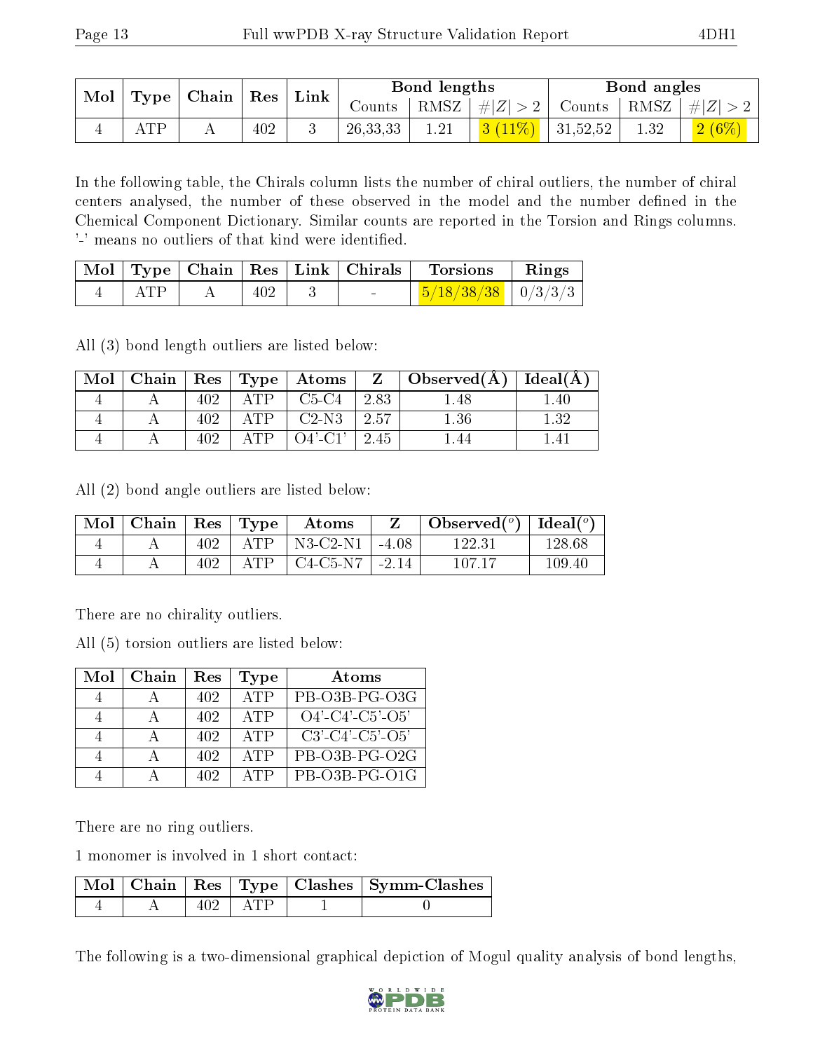| Mol | Type | Chain | Res | Link | Bond lengths | | | Bond angles | | |
|---|---|---|---|---|---|---|---|---|---|---|
| | | | | | Counts | RMSZ | #\|Z\| > 2 | Counts | RMSZ | #\|Z\| > 2 |
| 4 | ATP | A | 402 | 3 | 26,33,33 | 1.21 | 3 (11%) | 31,52,52 | 1.32 | 2 (6%) |

In the following table, the Chirals column lists the number of chiral outliers, the number of chiral centers analysed, the number of these observed in the model and the number defined in the Chemical Component Dictionary. Similar counts are reported in the Torsion and Rings columns. '-' means no outliers of that kind were identified.

| Mol | Type | Chain | Res | Link | Chirals | Torsions | Rings |
|---|---|---|---|---|---|---|---|
| 4 | ATP | A | 402 | 3 | - | 5/18/38/38 | 0/3/3/3 |

All (3) bond length outliers are listed below:

| Mol | Chain | Res | Type | Atoms | Z | Observed(Å) | Ideal(Å) |
|---|---|---|---|---|---|---|---|
| 4 | A | 402 | ATP | C5-C4 | 2.83 | 1.48 | 1.40 |
| 4 | A | 402 | ATP | C2-N3 | 2.57 | 1.36 | 1.32 |
| 4 | A | 402 | ATP | O4'-C1' | 2.45 | 1.44 | 1.41 |

All (2) bond angle outliers are listed below:

| Mol | Chain | Res | Type | Atoms | Z | Observed($^o$) | Ideal($^o$) |
|---|---|---|---|---|---|---|---|
| 4 | A | 402 | ATP | N3-C2-N1 | -4.08 | 122.31 | 128.68 |
| 4 | A | 402 | ATP | C4-C5-N7 | -2.14 | 107.17 | 109.40 |

There are no chirality outliers.

All (5) torsion outliers are listed below:

| Mol | Chain | Res | Type | Atoms |
|---|---|---|---|---|
| 4 | A | 402 | ATP | PB-O3B-PG-O3G |
| 4 | A | 402 | ATP | O4'-C4'-C5'-O5' |
| 4 | A | 402 | ATP | C3'-C4'-C5'-O5' |
| 4 | A | 402 | ATP | PB-O3B-PG-O2G |
| 4 | A | 402 | ATP | PB-O3B-PG-O1G |

There are no ring outliers.

1 monomer is involved in 1 short contact:

| Mol | Chain | Res | Type | Clashes | Symm-Clashes |
|---|---|---|---|---|---|
| 4 | A | 402 | ATP | 1 | 0 |

The following is a two-dimensional graphical depiction of Mogul quality analysis of bond lengths,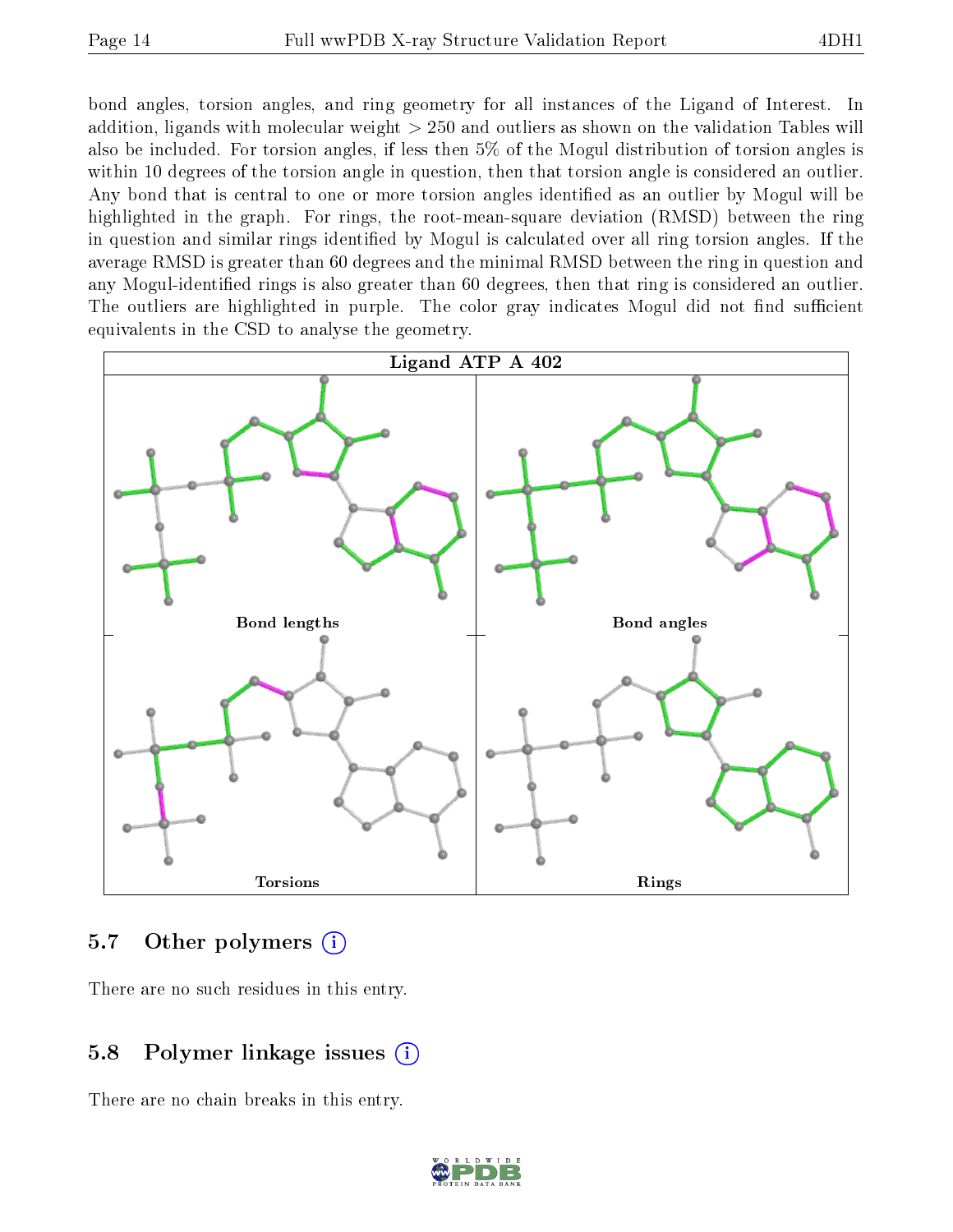bond angles, torsion angles, and ring geometry for all instances of the Ligand of Interest. In addition, ligands with molecular weight > 250 and outliers as shown on the validation Tables will also be included. For torsion angles, if less then 5% of the Mogul distribution of torsion angles is within 10 degrees of the torsion angle in question, then that torsion angle is considered an outlier. Any bond that is central to one or more torsion angles identified as an outlier by Mogul will be highlighted in the graph. For rings, the root-mean-square deviation (RMSD) between the ring in question and similar rings identified by Mogul is calculated over all ring torsion angles. If the average RMSD is greater than 60 degrees and the minimal RMSD between the ring in question and any Mogul-identified rings is also greater than 60 degrees, then that ring is considered an outlier. The outliers are highlighted in purple. The color gray indicates Mogul did not find sufficient equivalents in the CSD to analyse the geometry.

Ligand ATP A 402

Bond lengths

Bond angles

Torsions

Rings

## 5.7 Other polymers

There are no such residues in this entry.

## 5.8 Polymer linkage issues

There are no chain breaks in this entry.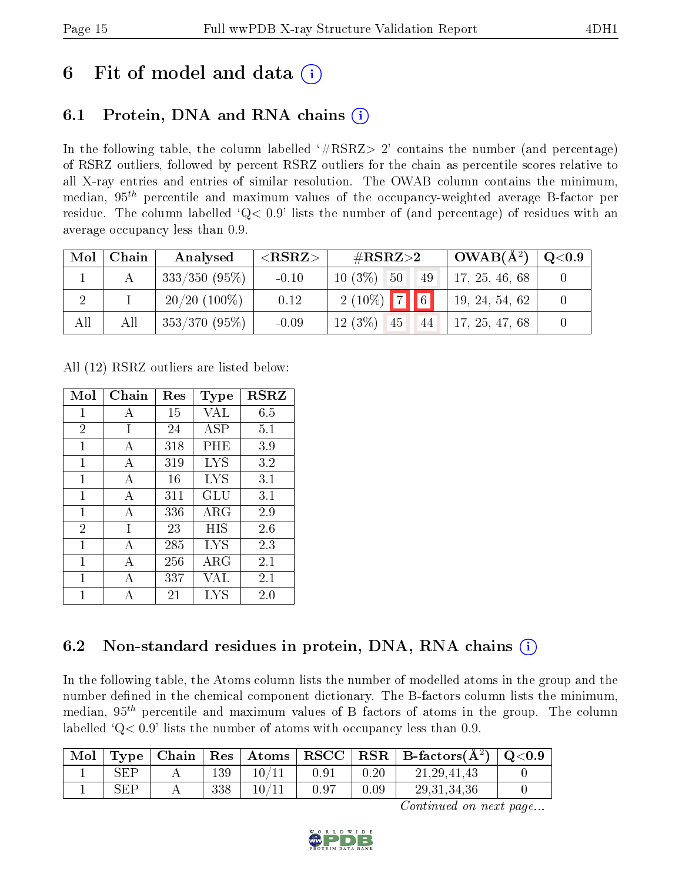# 6 Fit of model and data (i)

## 6.1 Protein, DNA and RNA chains (i)

In the following table, the column labelled '#RSRZ> 2' contains the number (and percentage) of RSRZ outliers, followed by percent RSRZ outliers for the chain as percentile scores relative to all X-ray entries and entries of similar resolution. The OWAB column contains the minimum, median, $95^{th}$ percentile and maximum values of the occupancy-weighted average B-factor per residue. The column labelled 'Q< 0.9' lists the number of (and percentage) of residues with an average occupancy less than 0.9.

| Mol | Chain | Analysed | <RSRZ> | #RSRZ>2 | | | OWAB(Å$^2$) | Q<0.9 |
|---|---|---|---|---|---|---|---|---|
| 1 | A | 333/350 (95%) | -0.10 | 10 (3%) | 50 | 49 | 17, 25, 46, 68 | 0 |
| 2 | I | 20/20 (100%) | 0.12 | 2 (10%) | 7 | 6 | 19, 24, 54, 62 | 0 |
| All | All | 353/370 (95%) | -0.09 | 12 (3%) | 45 | 44 | 17, 25, 47, 68 | 0 |

All (12) RSRZ outliers are listed below:

| Mol | Chain | Res | Type | RSRZ |
|---|---|---|---|---|
| 1 | A | 15 | VAL | 6.5 |
| 2 | I | 24 | ASP | 5.1 |
| 1 | A | 318 | PHE | 3.9 |
| 1 | A | 319 | LYS | 3.2 |
| 1 | A | 16 | LYS | 3.1 |
| 1 | A | 311 | GLU | 3.1 |
| 1 | A | 336 | ARG | 2.9 |
| 2 | I | 23 | HIS | 2.6 |
| 1 | A | 285 | LYS | 2.3 |
| 1 | A | 256 | ARG | 2.1 |
| 1 | A | 337 | VAL | 2.1 |
| 1 | A | 21 | LYS | 2.0 |

## 6.2 Non-standard residues in protein, DNA, RNA chains (i)

In the following table, the Atoms column lists the number of modelled atoms in the group and the number defined in the chemical component dictionary. The B-factors column lists the minimum, median, $95^{th}$ percentile and maximum values of B factors of atoms in the group. The column labelled 'Q< 0.9' lists the number of atoms with occupancy less than 0.9.

| Mol | Type | Chain | Res | Atoms | RSCC | RSR | B-factors(Å$^2$) | Q<0.9 |
|---|---|---|---|---|---|---|---|---|
| 1 | SEP | A | 139 | 10/11 | 0.91 | 0.20 | 21,29,41,43 | 0 |
| 1 | SEP | A | 338 | 10/11 | 0.97 | 0.09 | 29,31,34,36 | 0 |

*Continued on next page...*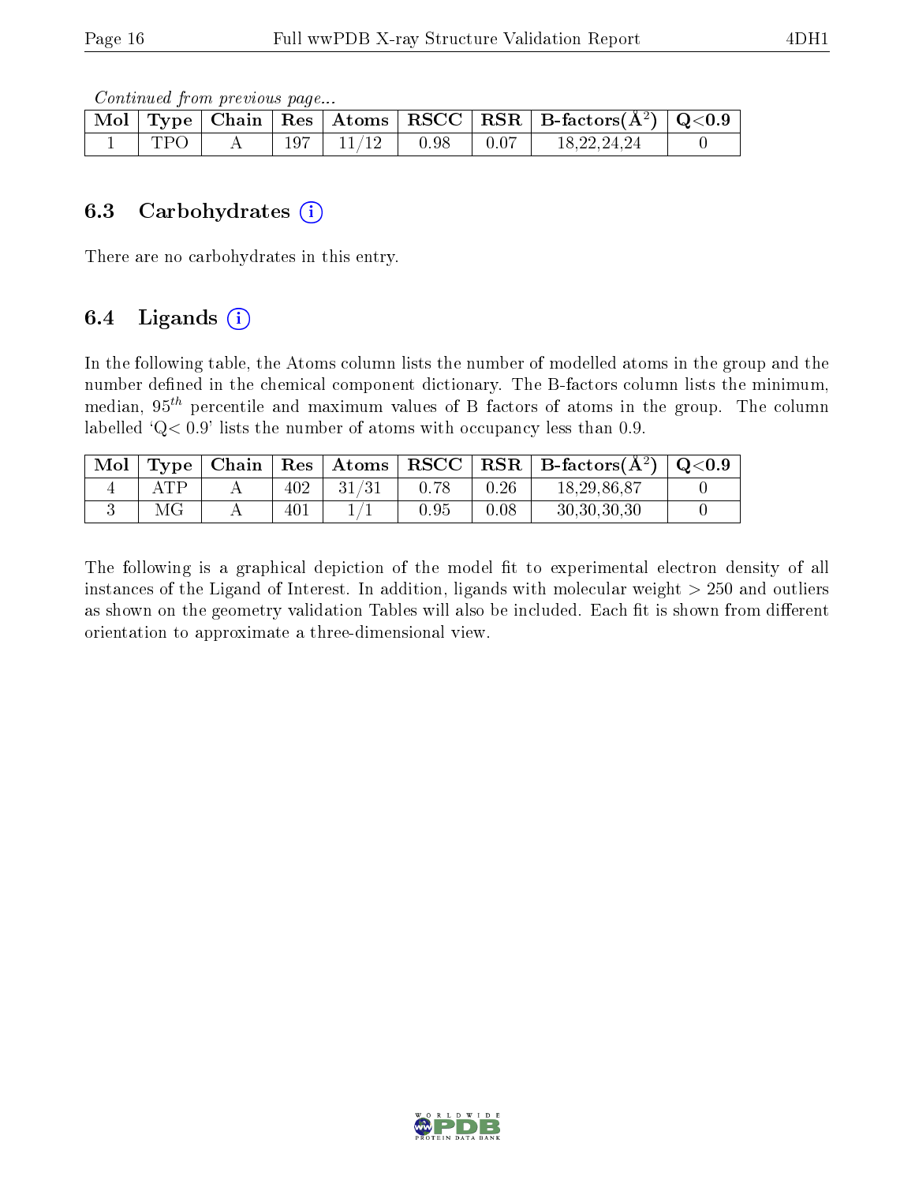*Continued from previous page...*

| Mol | Type | Chain | Res | Atoms | RSCC | RSR | B-factors($Å^2$) | Q<0.9 |
|---|---|---|---|---|---|---|---|---|
| 1 | TPO | A | 197 | 11/12 | 0.98 | 0.07 | 18,22,24,24 | 0 |

### 6.3 Carbohydrates

There are no carbohydrates in this entry.

### 6.4 Ligands

In the following table, the Atoms column lists the number of modelled atoms in the group and the number defined in the chemical component dictionary. The B-factors column lists the minimum, median, $95^{th}$ percentile and maximum values of B factors of atoms in the group. The column labelled 'Q< 0.9' lists the number of atoms with occupancy less than 0.9.

| Mol | Type | Chain | Res | Atoms | RSCC | RSR | B-factors($Å^2$) | Q<0.9 |
|---|---|---|---|---|---|---|---|---|
| 4 | ATP | A | 402 | 31/31 | 0.78 | 0.26 | 18,29,86,87 | 0 |
| 3 | MG | A | 401 | 1/1 | 0.95 | 0.08 | 30,30,30,30 | 0 |

The following is a graphical depiction of the model fit to experimental electron density of all instances of the Ligand of Interest. In addition, ligands with molecular weight > 250 and outliers as shown on the geometry validation Tables will also be included. Each fit is shown from different orientation to approximate a three-dimensional view.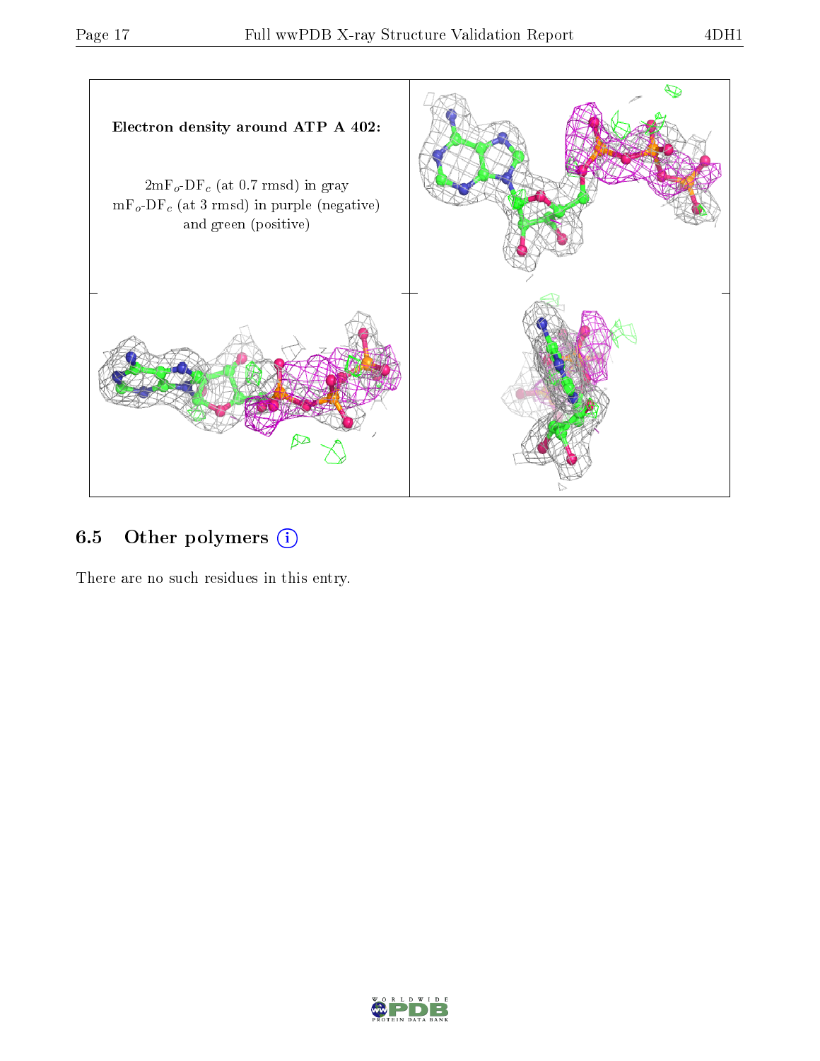**Electron density around ATP A 402:**

$2mF_o$-$DF_c$ (at 0.7 rmsd) in gray
$mF_o$-$DF_c$ (at 3 rmsd) in purple (negative)
and green (positive)

### 6.5 Other polymers ⓘ

There are no such residues in this entry.